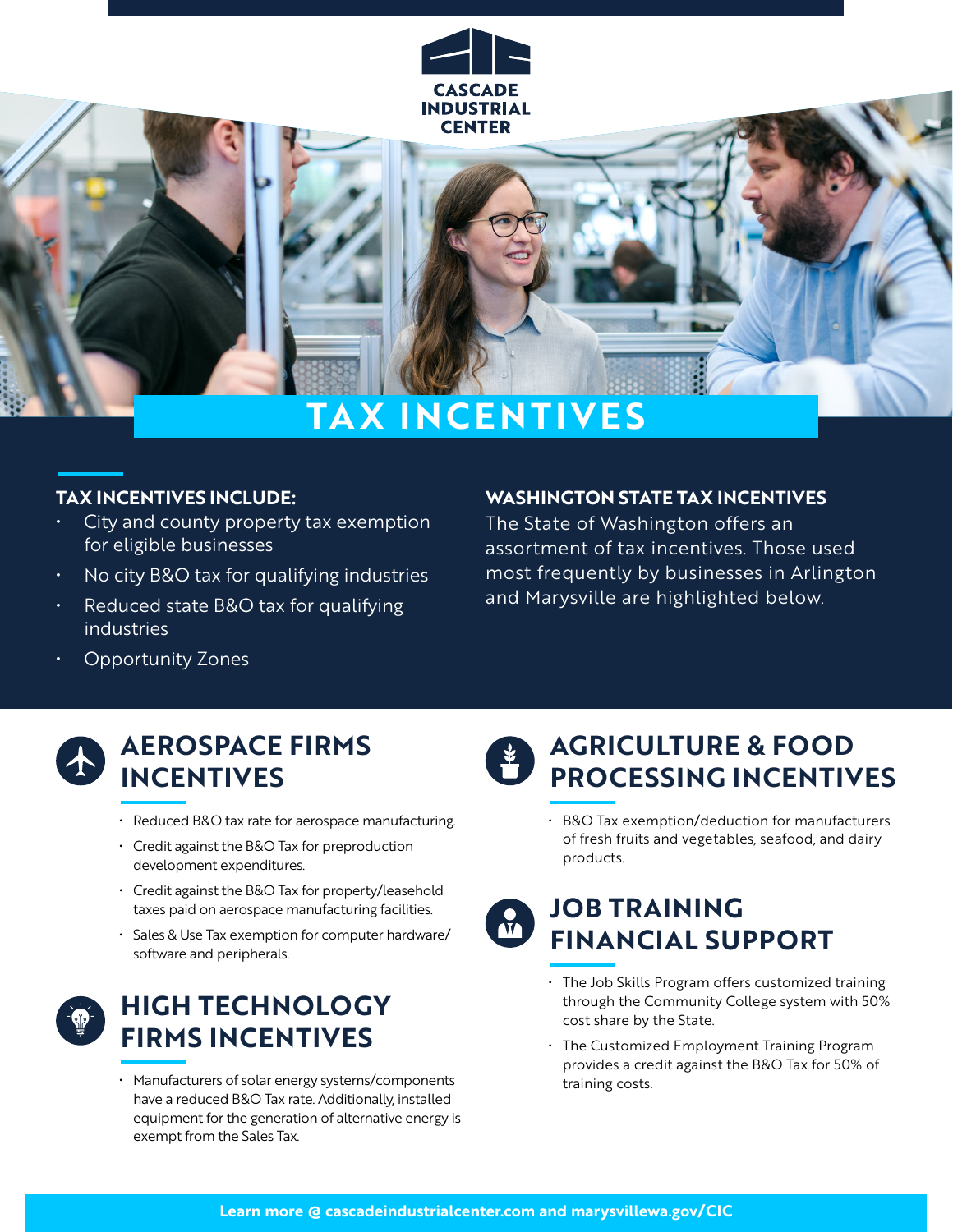# CASCADE INDUSTRIAL CENTER

# TAX INCENTIVES

## TAX INCENTIVES INCLUDE:

- City and county property tax exemption for eligible businesses
- No city B&O tax for qualifying industries
- Reduced state B&O tax for qualifying industries
- Opportunity Zones

## WASHINGTON STATE TAX INCENTIVES

The State of Washington offers an assortment of tax incentives. Those used most frequently by businesses in Arlington and Marysville are highlighted below.

## AEROSPACE FIRMS INCENTIVES

- Reduced B&O tax rate for aerospace manufacturing.
- Credit against the B&O Tax for preproduction development expenditures.
- Credit against the B&O Tax for property/leasehold taxes paid on aerospace manufacturing facilities.
- Sales & Use Tax exemption for computer hardware/software and peripherals.

## HIGH TECHNOLOGY FIRMS INCENTIVES

- Manufacturers of solar energy systems/components have a reduced B&O Tax rate. Additionally, installed equipment for the generation of alternative energy is exempt from the Sales Tax.

## AGRICULTURE & FOOD PROCESSING INCENTIVES

- B&O Tax exemption/deduction for manufacturers of fresh fruits and vegetables, seafood, and dairy products.

## JOB TRAINING FINANCIAL SUPPORT

- The Job Skills Program offers customized training through the Community College system with 50% cost share by the State.
- The Customized Employment Training Program provides a credit against the B&O Tax for 50% of training costs.

**Learn more @ cascadeindustrialcenter.com and marysvillewa.gov/CIC**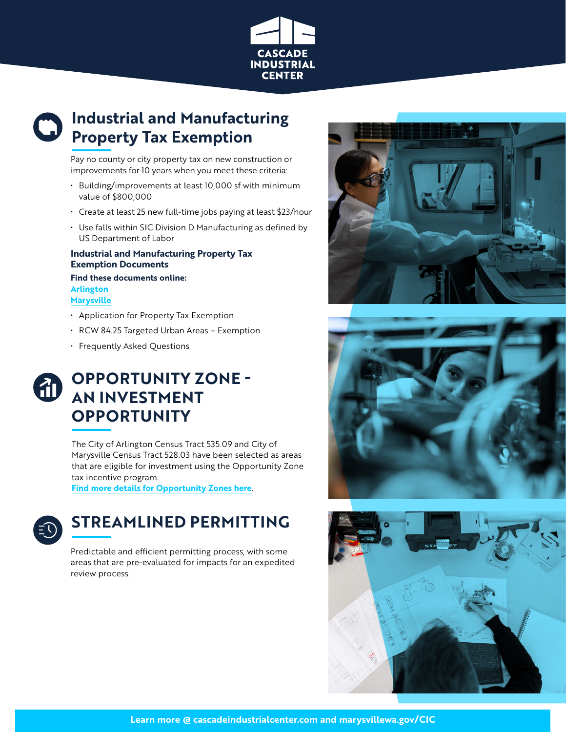CASCADE INDUSTRIAL CENTER

## Industrial and Manufacturing Property Tax Exemption

Pay no county or city property tax on new construction or improvements for 10 years when you meet these criteria:

- Building/improvements at least 10,000 sf with minimum value of $800,000
- Create at least 25 new full-time jobs paying at least $23/hour
- Use falls within SIC Division D Manufacturing as defined by US Department of Labor

**Industrial and Manufacturing Property Tax Exemption Documents**

**Find these documents online:**

Arlington

Marysville

- Application for Property Tax Exemption
- RCW 84.25 Targeted Urban Areas – Exemption
- Frequently Asked Questions

## OPPORTUNITY ZONE - AN INVESTMENT OPPORTUNITY

The City of Arlington Census Tract 535.09 and City of Marysville Census Tract 528.03 have been selected as areas that are eligible for investment using the Opportunity Zone tax incentive program.

**Find more details for Opportunity Zones here**.

## STREAMLINED PERMITTING

Predictable and efficient permitting process, with some areas that are pre-evaluated for impacts for an expedited review process.

**Learn more @ cascadeindustrialcenter.com and marysvillewa.gov/CIC**